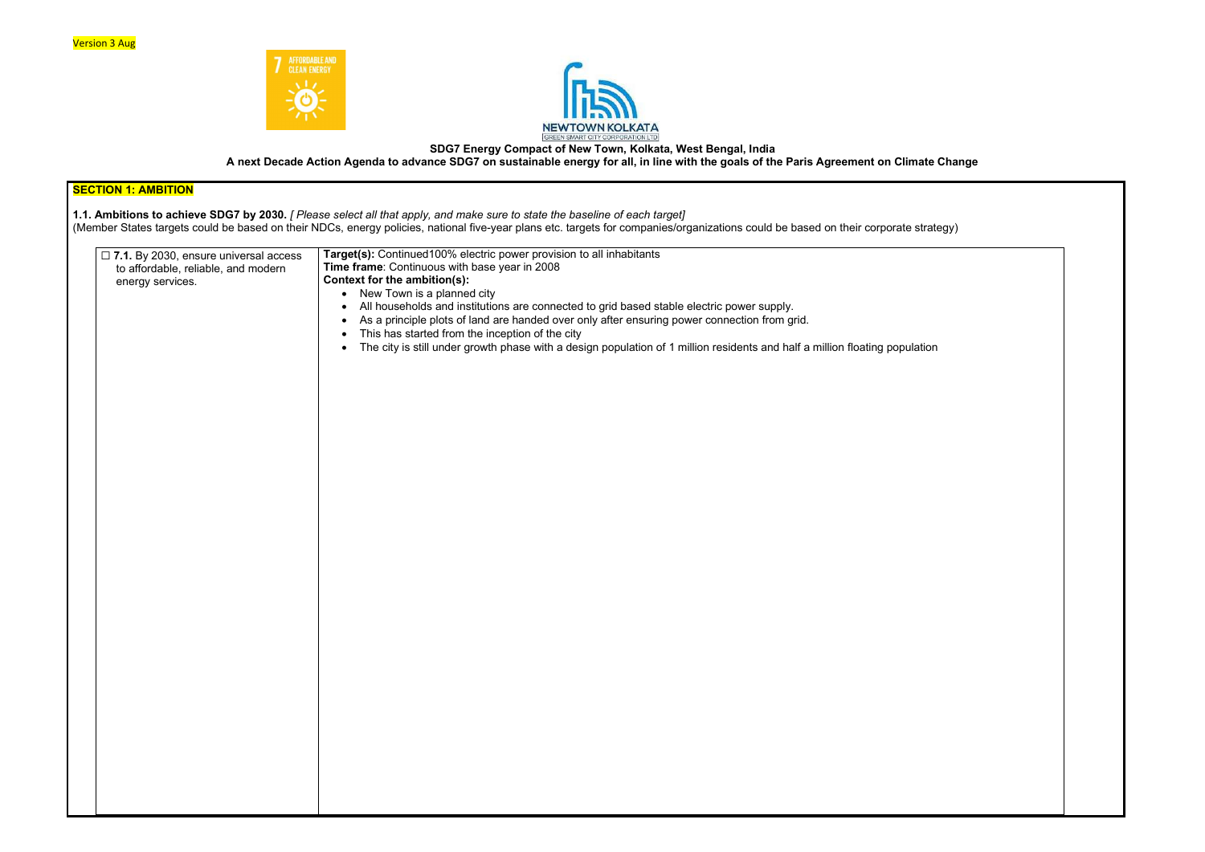Version 3 Aug

**SDG7 Energy Compact of New Town, Kolkata, West Bengal, India**

**A next Decade Action Agenda to advance SDG7 on sustainable energy for all, in line with the goals of the Paris Agreement on Climate Change**

## SECTION 1: AMBITION

**1.1. Ambitions to achieve SDG7 by 2030.** *[ Please select all that apply, and make sure to state the baseline of each target]*
(Member States targets could be based on their NDCs, energy policies, national five-year plans etc. targets for companies/organizations could be based on their corporate strategy)

| | |
|---|---|
| ☐ **7.1.** By 2030, ensure universal access to affordable, reliable, and modern energy services. | **Target(s):** Continued100% electric power provision to all inhabitants<br>**Time frame**: Continuous with base year in 2008<br>**Context for the ambition(s):**<br>• New Town is a planned city<br>• All households and institutions are connected to grid based stable electric power supply.<br>• As a principle plots of land are handed over only after ensuring power connection from grid.<br>• This has started from the inception of the city<br>• The city is still under growth phase with a design population of 1 million residents and half a million floating population |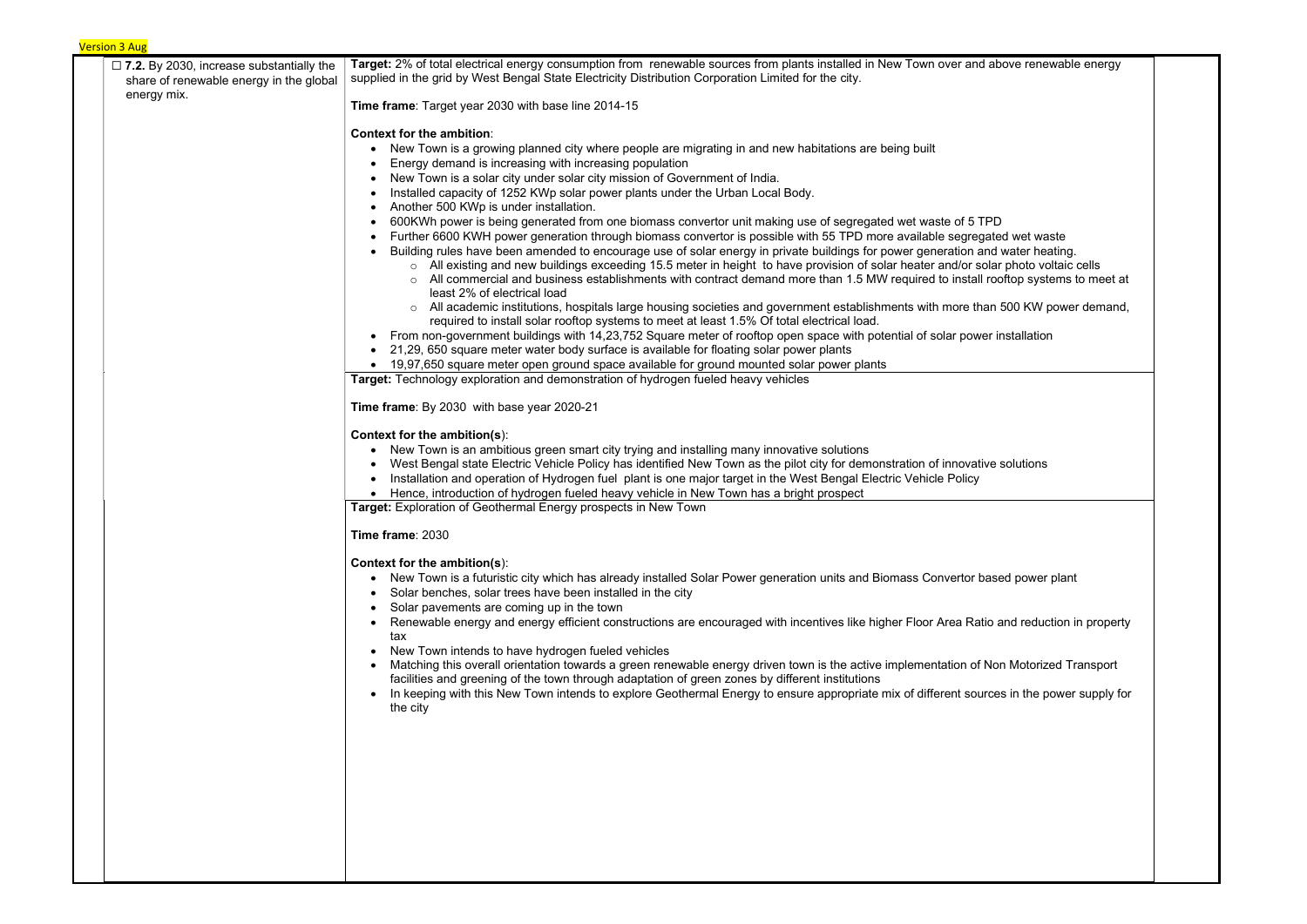Version 3 Aug

| | | |
|---|---|---|
| ☐ **7.2.** By 2030, increase substantially the share of renewable energy in the global energy mix. | **Target:** 2% of total electrical energy consumption from renewable sources from plants installed in New Town over and above renewable energy supplied in the grid by West Bengal State Electricity Distribution Corporation Limited for the city.<br><br>**Time frame**: Target year 2030 with base line 2014-15<br><br>**Context for the ambition**:<br>• New Town is a growing planned city where people are migrating in and new habitations are being built<br>• Energy demand is increasing with increasing population<br>• New Town is a solar city under solar city mission of Government of India.<br>• Installed capacity of 1252 KWp solar power plants under the Urban Local Body.<br>• Another 500 KWp is under installation.<br>• 600KWh power is being generated from one biomass convertor unit making use of segregated wet waste of 5 TPD<br>• Further 6600 KWH power generation through biomass convertor is possible with 55 TPD more available segregated wet waste<br>• Building rules have been amended to encourage use of solar energy in private buildings for power generation and water heating.<br>  ○ All existing and new buildings exceeding 15.5 meter in height to have provision of solar heater and/or solar photo voltaic cells<br>  ○ All commercial and business establishments with contract demand more than 1.5 MW required to install rooftop systems to meet at least 2% of electrical load<br>  ○ All academic institutions, hospitals large housing societies and government establishments with more than 500 KW power demand, required to install solar rooftop systems to meet at least 1.5% Of total electrical load.<br>• From non-government buildings with 14,23,752 Square meter of rooftop open space with potential of solar power installation<br>• 21,29, 650 square meter water body surface is available for floating solar power plants<br>• 19,97,650 square meter open ground space available for ground mounted solar power plants | |
| | **Target:** Technology exploration and demonstration of hydrogen fueled heavy vehicles<br><br>**Time frame**: By 2030 with base year 2020-21<br><br>**Context for the ambition(s)**:<br>• New Town is an ambitious green smart city trying and installing many innovative solutions<br>• West Bengal state Electric Vehicle Policy has identified New Town as the pilot city for demonstration of innovative solutions<br>• Installation and operation of Hydrogen fuel plant is one major target in the West Bengal Electric Vehicle Policy<br>• Hence, introduction of hydrogen fueled heavy vehicle in New Town has a bright prospect | |
| | **Target:** Exploration of Geothermal Energy prospects in New Town<br><br>**Time frame**: 2030<br><br>**Context for the ambition(s)**:<br>• New Town is a futuristic city which has already installed Solar Power generation units and Biomass Convertor based power plant<br>• Solar benches, solar trees have been installed in the city<br>• Solar pavements are coming up in the town<br>• Renewable energy and energy efficient constructions are encouraged with incentives like higher Floor Area Ratio and reduction in property tax<br>• New Town intends to have hydrogen fueled vehicles<br>• Matching this overall orientation towards a green renewable energy driven town is the active implementation of Non Motorized Transport facilities and greening of the town through adaptation of green zones by different institutions<br>• In keeping with this New Town intends to explore Geothermal Energy to ensure appropriate mix of different sources in the power supply for the city | |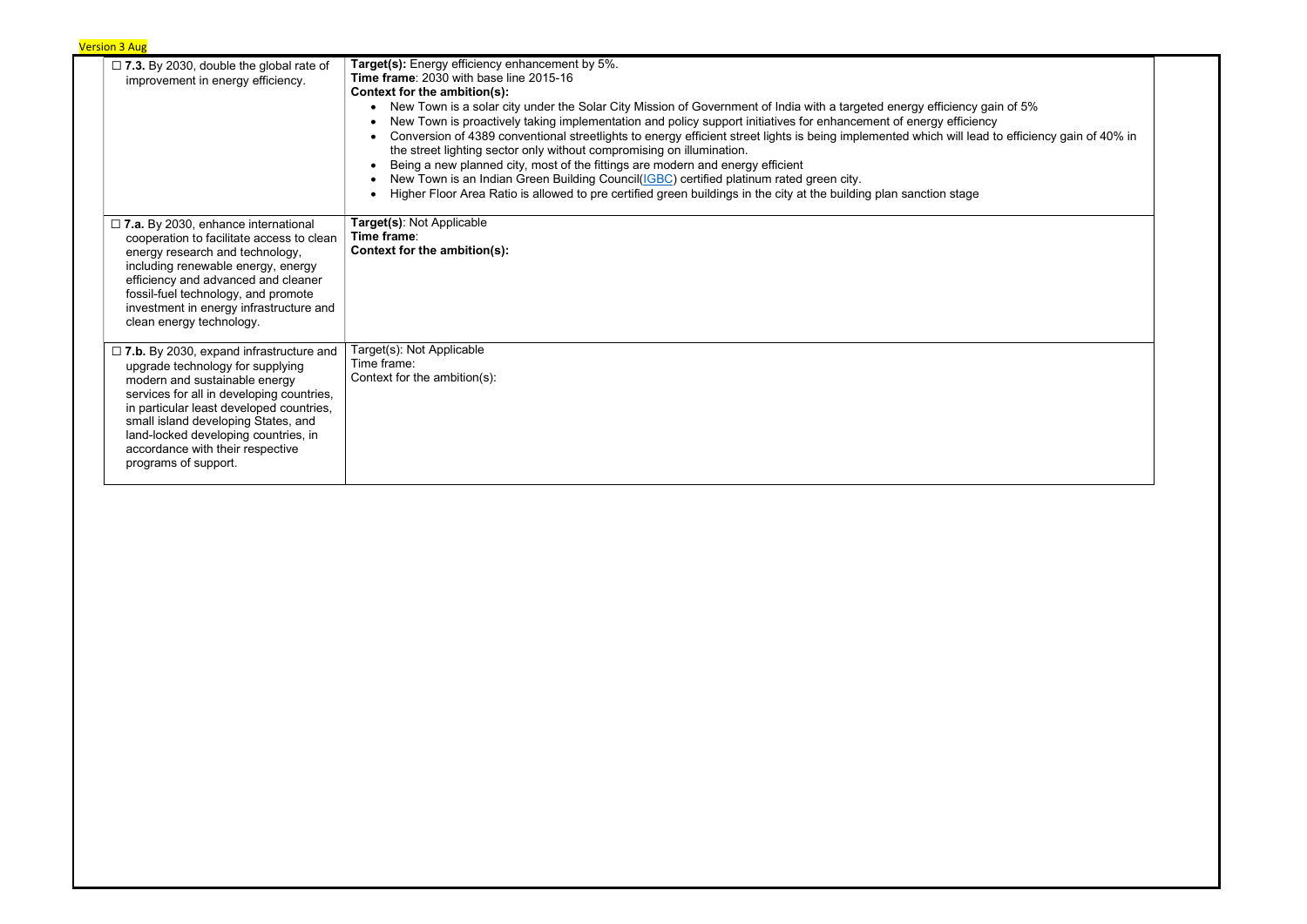Version 3 Aug

| | |
|---|---|
| ☐ **7.3.** By 2030, double the global rate of improvement in energy efficiency. | **Target(s):** Energy efficiency enhancement by 5%.<br>**Time frame**: 2030 with base line 2015-16<br>**Context for the ambition(s):**<br>• New Town is a solar city under the Solar City Mission of Government of India with a targeted energy efficiency gain of 5%<br>• New Town is proactively taking implementation and policy support initiatives for enhancement of energy efficiency<br>• Conversion of 4389 conventional streetlights to energy efficient street lights is being implemented which will lead to efficiency gain of 40% in the street lighting sector only without compromising on illumination.<br>• Being a new planned city, most of the fittings are modern and energy efficient<br>• New Town is an Indian Green Building Council(IGBC) certified platinum rated green city.<br>• Higher Floor Area Ratio is allowed to pre certified green buildings in the city at the building plan sanction stage |
| ☐ **7.a.** By 2030, enhance international cooperation to facilitate access to clean energy research and technology, including renewable energy, energy efficiency and advanced and cleaner fossil-fuel technology, and promote investment in energy infrastructure and clean energy technology. | **Target(s)**: Not Applicable<br>**Time frame**:<br>**Context for the ambition(s):** |
| ☐ **7.b.** By 2030, expand infrastructure and upgrade technology for supplying modern and sustainable energy services for all in developing countries, in particular least developed countries, small island developing States, and land-locked developing countries, in accordance with their respective programs of support. | Target(s): Not Applicable<br>Time frame:<br>Context for the ambition(s): |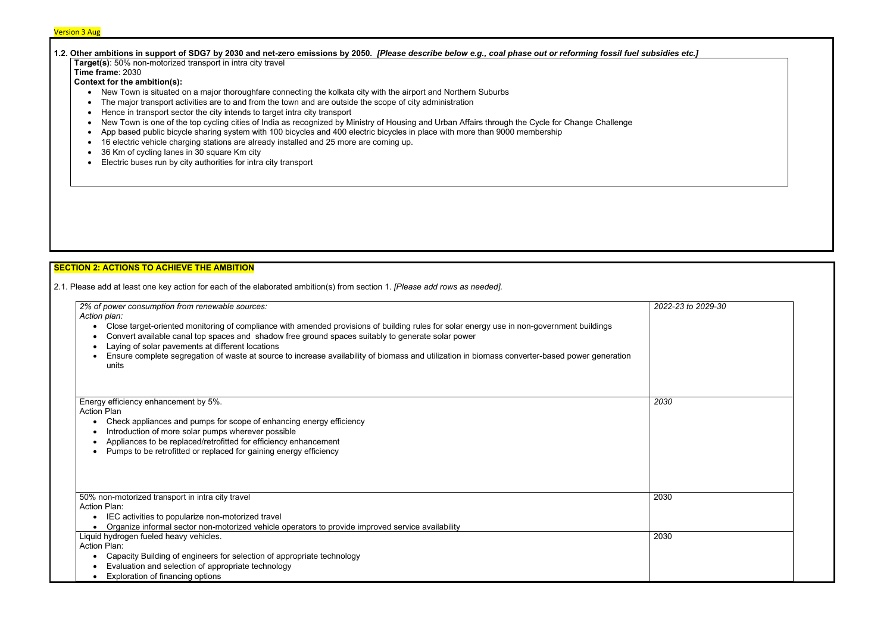Version 3 Aug

**1.2. Other ambitions in support of SDG7 by 2030 and net-zero emissions by 2050.** ***[Please describe below e.g., coal phase out or reforming fossil fuel subsidies etc.]***

**Target(s)**: 50% non-motorized transport in intra city travel

**Time frame**: 2030

**Context for the ambition(s):**

- New Town is situated on a major thoroughfare connecting the kolkata city with the airport and Northern Suburbs
- The major transport activities are to and from the town and are outside the scope of city administration
- Hence in transport sector the city intends to target intra city transport
- New Town is one of the top cycling cities of India as recognized by Ministry of Housing and Urban Affairs through the Cycle for Change Challenge
- App based public bicycle sharing system with 100 bicycles and 400 electric bicycles in place with more than 9000 membership
- 16 electric vehicle charging stations are already installed and 25 more are coming up.
- 36 Km of cycling lanes in 30 square Km city
- Electric buses run by city authorities for intra city transport

## SECTION 2: ACTIONS TO ACHIEVE THE AMBITION

2.1. Please add at least one key action for each of the elaborated ambition(s) from section 1. *[Please add rows as needed].*

| | |
|---|---|
| *2% of power consumption from renewable sources:*<br>*Action plan:*<br>• Close target-oriented monitoring of compliance with amended provisions of building rules for solar energy use in non-government buildings<br>• Convert available canal top spaces and shadow free ground spaces suitably to generate solar power<br>• Laying of solar pavements at different locations<br>• Ensure complete segregation of waste at source to increase availability of biomass and utilization in biomass converter-based power generation units | *2022-23 to 2029-30* |
| Energy efficiency enhancement by 5%.<br>Action Plan<br>• Check appliances and pumps for scope of enhancing energy efficiency<br>• Introduction of more solar pumps wherever possible<br>• Appliances to be replaced/retrofitted for efficiency enhancement<br>• Pumps to be retrofitted or replaced for gaining energy efficiency | *2030* |
| 50% non-motorized transport in intra city travel<br>Action Plan:<br>• IEC activities to popularize non-motorized travel<br>• Organize informal sector non-motorized vehicle operators to provide improved service availability | 2030 |
| Liquid hydrogen fueled heavy vehicles.<br>Action Plan:<br>• Capacity Building of engineers for selection of appropriate technology<br>• Evaluation and selection of appropriate technology<br>• Exploration of financing options | 2030 |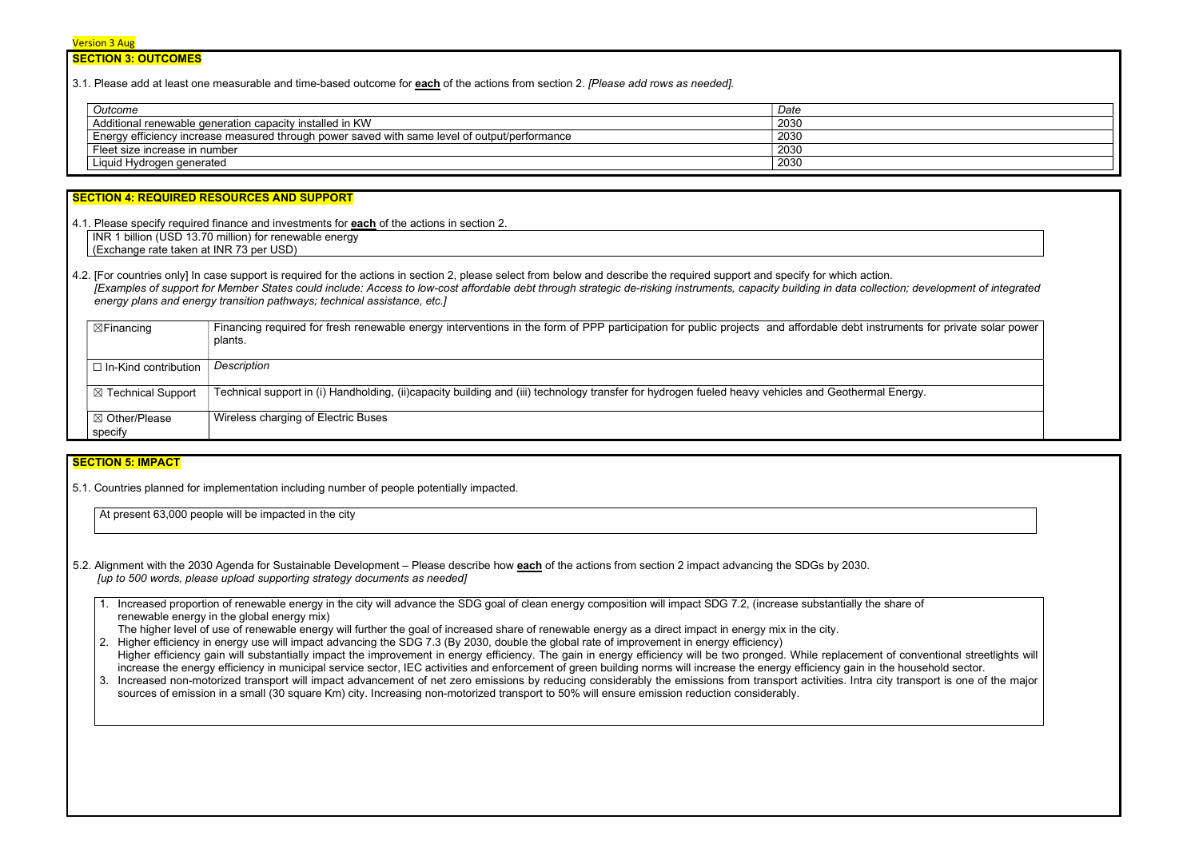Version 3 Aug

## SECTION 3: OUTCOMES

3.1. Please add at least one measurable and time-based outcome for **each** of the actions from section 2. *[Please add rows as needed].*

| *Outcome* | *Date* |
|---|---|
| Additional renewable generation capacity installed in KW | 2030 |
| Energy efficiency increase measured through power saved with same level of output/performance | 2030 |
| Fleet size increase in number | 2030 |
| Liquid Hydrogen generated | 2030 |

## SECTION 4: REQUIRED RESOURCES AND SUPPORT

4.1. Please specify required finance and investments for **each** of the actions in section 2.

INR 1 billion (USD 13.70 million) for renewable energy
(Exchange rate taken at INR 73 per USD)

4.2. [For countries only] In case support is required for the actions in section 2, please select from below and describe the required support and specify for which action.
*[Examples of support for Member States could include: Access to low-cost affordable debt through strategic de-risking instruments, capacity building in data collection; development of integrated energy plans and energy transition pathways; technical assistance, etc.]*

| | |
|---|---|
| ☒Financing | Financing required for fresh renewable energy interventions in the form of PPP participation for public projects and affordable debt instruments for private solar power plants. |
| ☐ In-Kind contribution | *Description* |
| ☒ Technical Support | Technical support in (i) Handholding, (ii)capacity building and (iii) technology transfer for hydrogen fueled heavy vehicles and Geothermal Energy. |
| ☒ Other/Please specify | Wireless charging of Electric Buses |

## SECTION 5: IMPACT

5.1. Countries planned for implementation including number of people potentially impacted.

At present 63,000 people will be impacted in the city

5.2. Alignment with the 2030 Agenda for Sustainable Development – Please describe how **each** of the actions from section 2 impact advancing the SDGs by 2030.
*[up to 500 words, please upload supporting strategy documents as needed]*

1. Increased proportion of renewable energy in the city will advance the SDG goal of clean energy composition will impact SDG 7.2, (increase substantially the share of renewable energy in the global energy mix)
   The higher level of use of renewable energy will further the goal of increased share of renewable energy as a direct impact in energy mix in the city.
2. Higher efficiency in energy use will impact advancing the SDG 7.3 (By 2030, double the global rate of improvement in energy efficiency)
   Higher efficiency gain will substantially impact the improvement in energy efficiency. The gain in energy efficiency will be two pronged. While replacement of conventional streetlights will increase the energy efficiency in municipal service sector, IEC activities and enforcement of green building norms will increase the energy efficiency gain in the household sector.
3. Increased non-motorized transport will impact advancement of net zero emissions by reducing considerably the emissions from transport activities. Intra city transport is one of the major sources of emission in a small (30 square Km) city. Increasing non-motorized transport to 50% will ensure emission reduction considerably.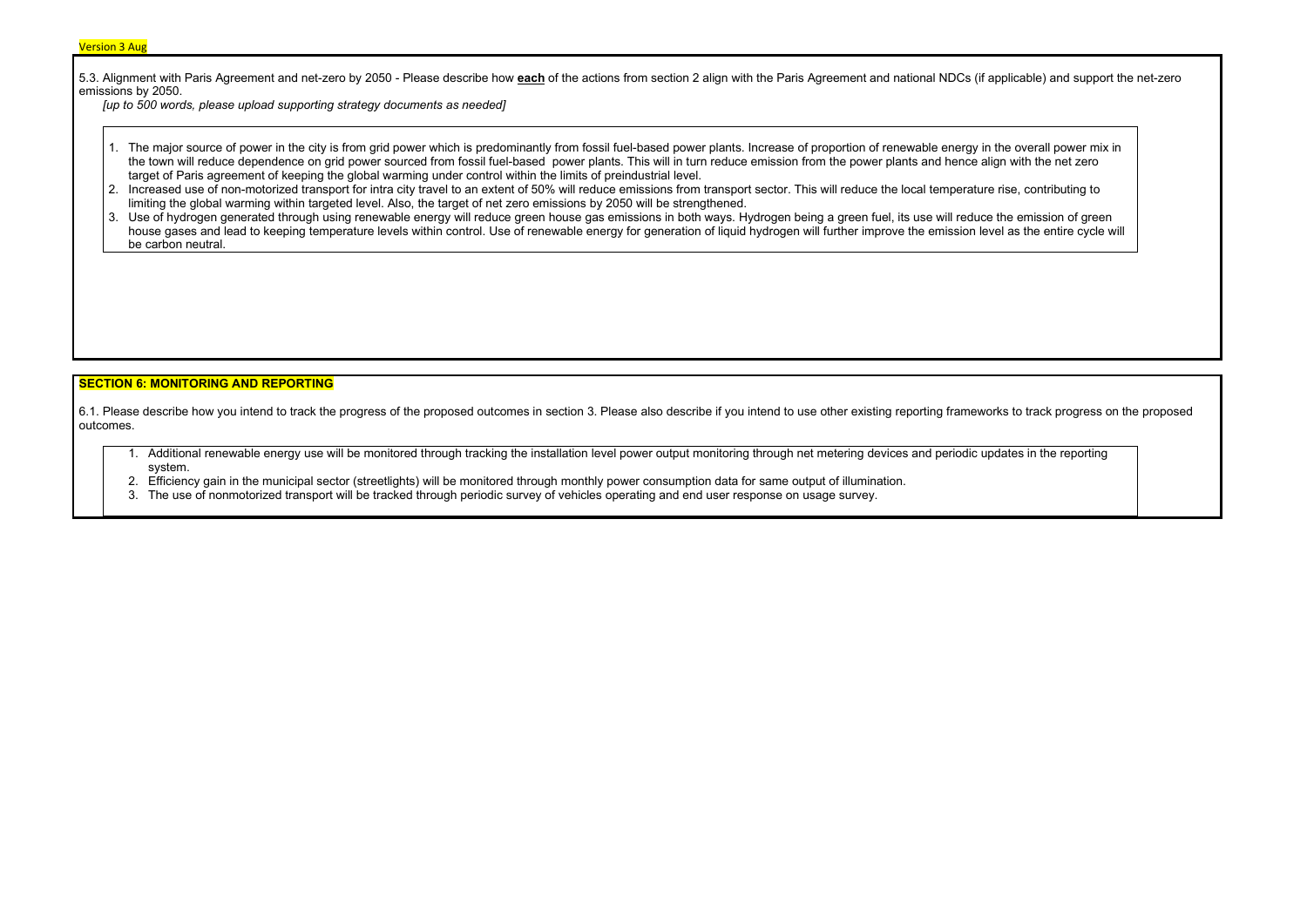5.3. Alignment with Paris Agreement and net-zero by 2050 - Please describe how **each** of the actions from section 2 align with the Paris Agreement and national NDCs (if applicable) and support the net-zero emissions by 2050.

*[up to 500 words, please upload supporting strategy documents as needed]*

1. The major source of power in the city is from grid power which is predominantly from fossil fuel-based power plants. Increase of proportion of renewable energy in the overall power mix in the town will reduce dependence on grid power sourced from fossil fuel-based power plants. This will in turn reduce emission from the power plants and hence align with the net zero target of Paris agreement of keeping the global warming under control within the limits of preindustrial level.
2. Increased use of non-motorized transport for intra city travel to an extent of 50% will reduce emissions from transport sector. This will reduce the local temperature rise, contributing to limiting the global warming within targeted level. Also, the target of net zero emissions by 2050 will be strengthened.
3. Use of hydrogen generated through using renewable energy will reduce green house gas emissions in both ways. Hydrogen being a green fuel, its use will reduce the emission of green house gases and lead to keeping temperature levels within control. Use of renewable energy for generation of liquid hydrogen will further improve the emission level as the entire cycle will be carbon neutral.

## SECTION 6: MONITORING AND REPORTING

6.1. Please describe how you intend to track the progress of the proposed outcomes in section 3. Please also describe if you intend to use other existing reporting frameworks to track progress on the proposed outcomes.

1. Additional renewable energy use will be monitored through tracking the installation level power output monitoring through net metering devices and periodic updates in the reporting system.
2. Efficiency gain in the municipal sector (streetlights) will be monitored through monthly power consumption data for same output of illumination.
3. The use of nonmotorized transport will be tracked through periodic survey of vehicles operating and end user response on usage survey.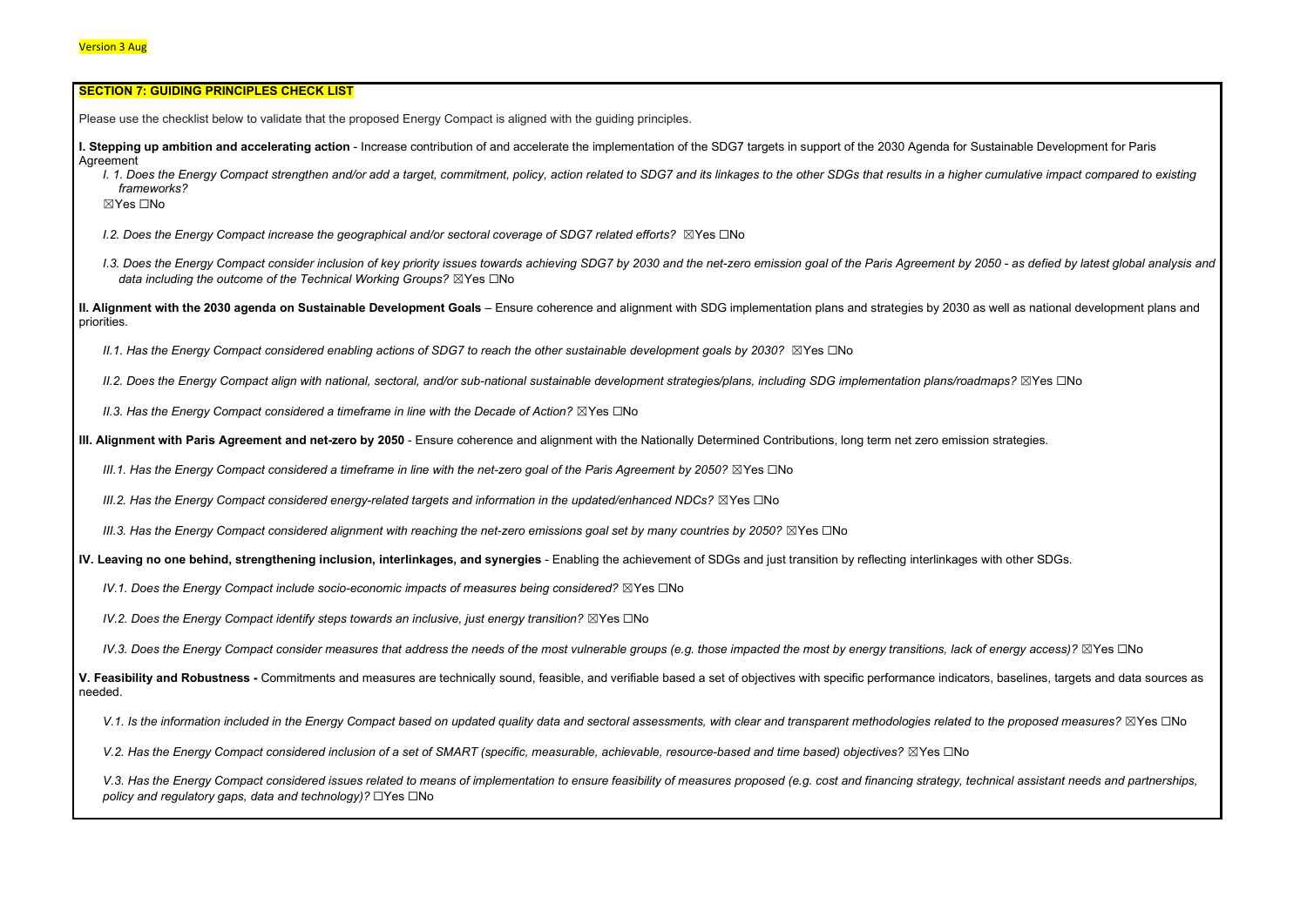Version 3 Aug

**SECTION 7: GUIDING PRINCIPLES CHECK LIST**

Please use the checklist below to validate that the proposed Energy Compact is aligned with the guiding principles.

**I. Stepping up ambition and accelerating action** - Increase contribution of and accelerate the implementation of the SDG7 targets in support of the 2030 Agenda for Sustainable Development for Paris Agreement

*I. 1. Does the Energy Compact strengthen and/or add a target, commitment, policy, action related to SDG7 and its linkages to the other SDGs that results in a higher cumulative impact compared to existing frameworks?*
☒Yes ☐No

*I.2. Does the Energy Compact increase the geographical and/or sectoral coverage of SDG7 related efforts?* ☒Yes ☐No

*I.3. Does the Energy Compact consider inclusion of key priority issues towards achieving SDG7 by 2030 and the net-zero emission goal of the Paris Agreement by 2050 - as defied by latest global analysis and data including the outcome of the Technical Working Groups?* ☒Yes ☐No

**II. Alignment with the 2030 agenda on Sustainable Development Goals** – Ensure coherence and alignment with SDG implementation plans and strategies by 2030 as well as national development plans and priorities.

*II.1. Has the Energy Compact considered enabling actions of SDG7 to reach the other sustainable development goals by 2030?* ☒Yes ☐No

*II.2. Does the Energy Compact align with national, sectoral, and/or sub-national sustainable development strategies/plans, including SDG implementation plans/roadmaps?* ☒Yes ☐No

*II.3. Has the Energy Compact considered a timeframe in line with the Decade of Action?* ☒Yes ☐No

**III. Alignment with Paris Agreement and net-zero by 2050** - Ensure coherence and alignment with the Nationally Determined Contributions, long term net zero emission strategies.

*III.1. Has the Energy Compact considered a timeframe in line with the net-zero goal of the Paris Agreement by 2050?* ☒Yes ☐No

*III.2. Has the Energy Compact considered energy-related targets and information in the updated/enhanced NDCs?* ☒Yes ☐No

*III.3. Has the Energy Compact considered alignment with reaching the net-zero emissions goal set by many countries by 2050?* ☒Yes ☐No

**IV. Leaving no one behind, strengthening inclusion, interlinkages, and synergies** - Enabling the achievement of SDGs and just transition by reflecting interlinkages with other SDGs.

*IV.1. Does the Energy Compact include socio-economic impacts of measures being considered?* ☒Yes ☐No

*IV.2. Does the Energy Compact identify steps towards an inclusive, just energy transition?* ☒Yes ☐No

*IV.3. Does the Energy Compact consider measures that address the needs of the most vulnerable groups (e.g. those impacted the most by energy transitions, lack of energy access)?* ☒Yes ☐No

**V. Feasibility and Robustness -** Commitments and measures are technically sound, feasible, and verifiable based a set of objectives with specific performance indicators, baselines, targets and data sources as needed.

*V.1. Is the information included in the Energy Compact based on updated quality data and sectoral assessments, with clear and transparent methodologies related to the proposed measures?* ☒Yes ☐No

*V.2. Has the Energy Compact considered inclusion of a set of SMART (specific, measurable, achievable, resource-based and time based) objectives?* ☒Yes ☐No

*V.3. Has the Energy Compact considered issues related to means of implementation to ensure feasibility of measures proposed (e.g. cost and financing strategy, technical assistant needs and partnerships, policy and regulatory gaps, data and technology)?* ☐Yes ☐No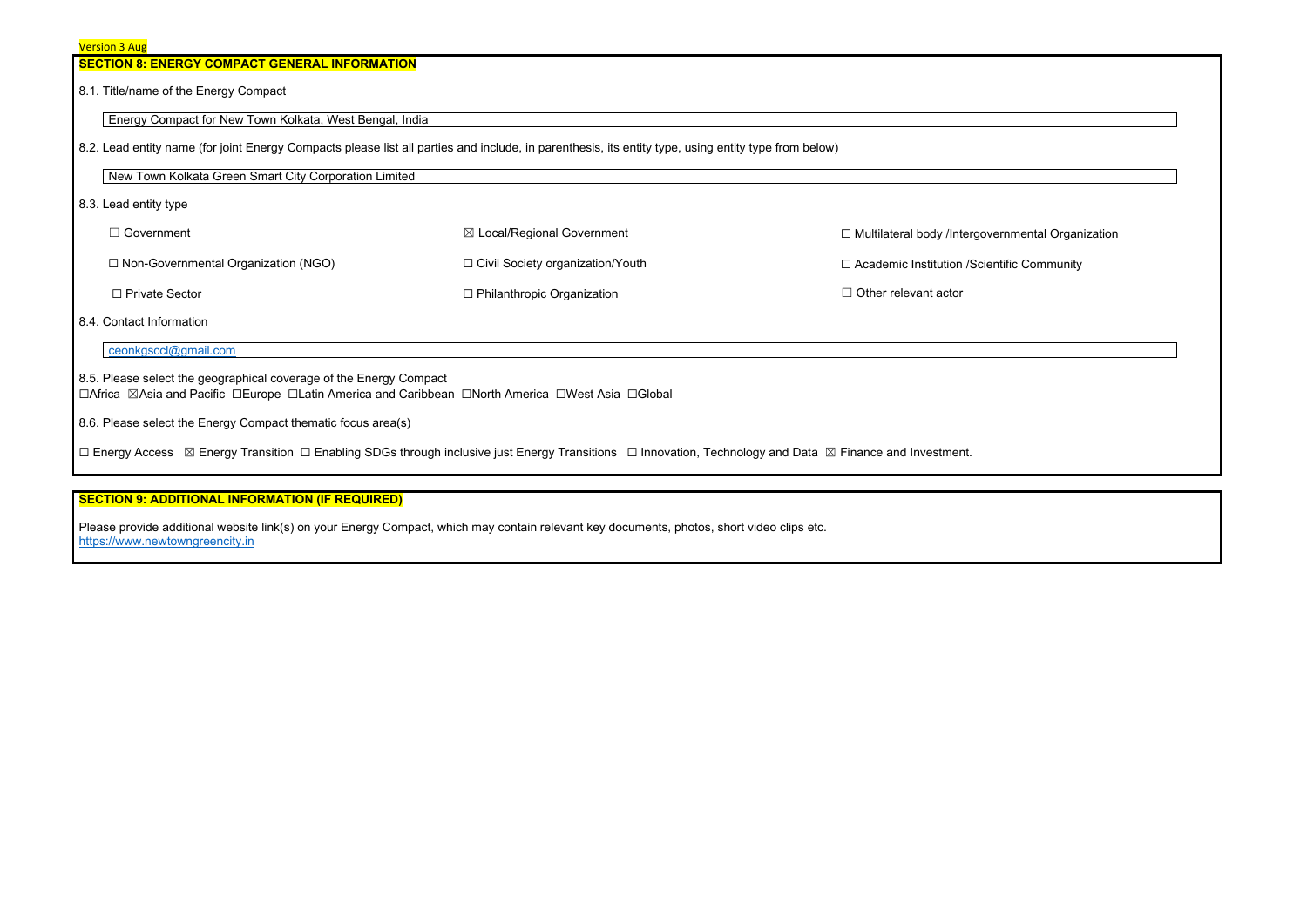Version 3 Aug

## SECTION 8: ENERGY COMPACT GENERAL INFORMATION

8.1. Title/name of the Energy Compact

Energy Compact for New Town Kolkata, West Bengal, India

8.2. Lead entity name (for joint Energy Compacts please list all parties and include, in parenthesis, its entity type, using entity type from below)

New Town Kolkata Green Smart City Corporation Limited

8.3. Lead entity type

| | | |
|---|---|---|
| ☐ Government | ☒ Local/Regional Government | ☐ Multilateral body /Intergovernmental Organization |
| ☐ Non-Governmental Organization (NGO) | ☐ Civil Society organization/Youth | ☐ Academic Institution /Scientific Community |
| ☐ Private Sector | ☐ Philanthropic Organization | ☐ Other relevant actor |

8.4. Contact Information

ceonkgsccl@gmail.com

8.5. Please select the geographical coverage of the Energy Compact
☐Africa ☒Asia and Pacific ☐Europe ☐Latin America and Caribbean ☐North America ☐West Asia ☐Global

8.6. Please select the Energy Compact thematic focus area(s)

☐ Energy Access ☒ Energy Transition ☐ Enabling SDGs through inclusive just Energy Transitions ☐ Innovation, Technology and Data ☒ Finance and Investment.

## SECTION 9: ADDITIONAL INFORMATION (IF REQUIRED)

Please provide additional website link(s) on your Energy Compact, which may contain relevant key documents, photos, short video clips etc.
https://www.newtowngreencity.in